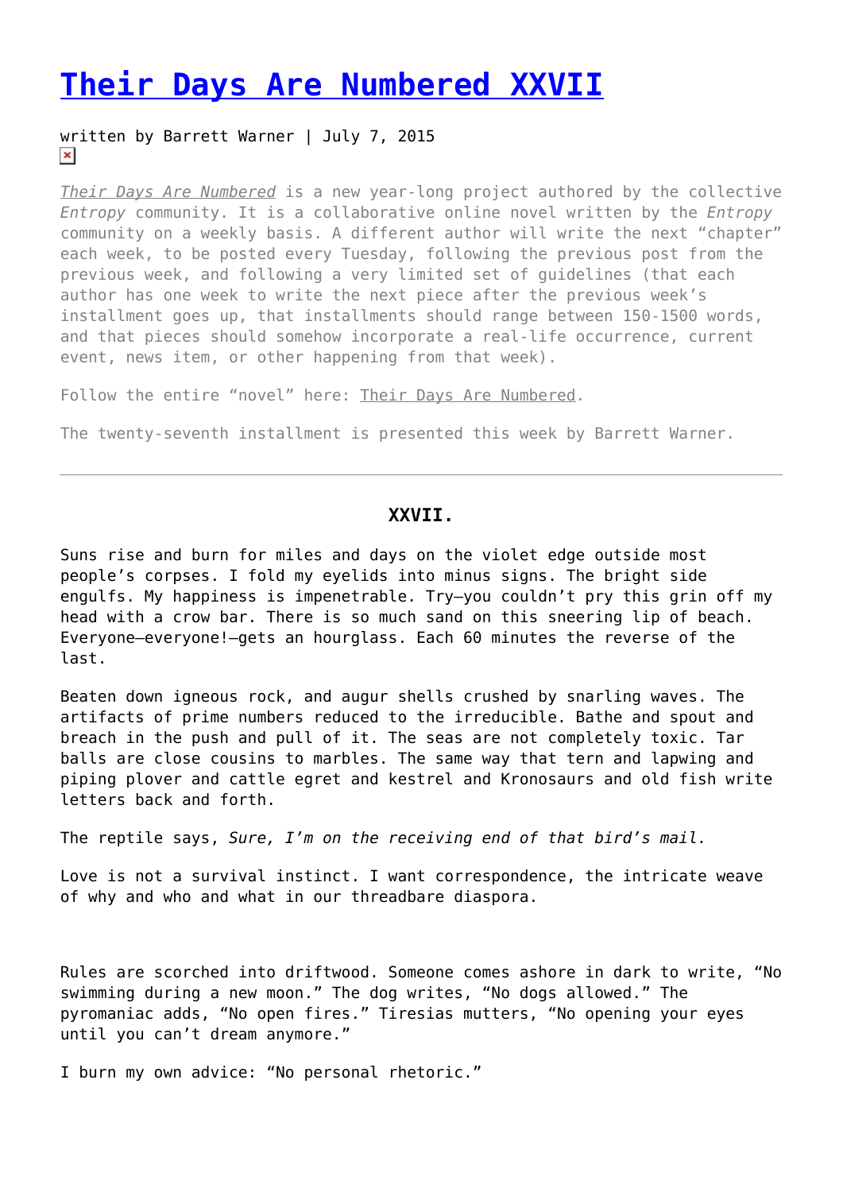# Their Days Are Numbered XXVII

written by Barrett Warner | July 7, 2015

*Their Days Are Numbered* is a new year-long project authored by the collective *Entropy* community. It is a collaborative online novel written by the *Entropy* community on a weekly basis. A different author will write the next "chapter" each week, to be posted every Tuesday, following the previous post from the previous week, and following a very limited set of guidelines (that each author has one week to write the next piece after the previous week's installment goes up, that installments should range between 150-1500 words, and that pieces should somehow incorporate a real-life occurrence, current event, news item, or other happening from that week).

Follow the entire "novel" here: Their Days Are Numbered.

The twenty-seventh installment is presented this week by Barrett Warner.

---

### XXVII.

Suns rise and burn for miles and days on the violet edge outside most people's corpses. I fold my eyelids into minus signs. The bright side engulfs. My happiness is impenetrable. Try—you couldn't pry this grin off my head with a crow bar. There is so much sand on this sneering lip of beach. Everyone—everyone!—gets an hourglass. Each 60 minutes the reverse of the last.

Beaten down igneous rock, and augur shells crushed by snarling waves. The artifacts of prime numbers reduced to the irreducible. Bathe and spout and breach in the push and pull of it. The seas are not completely toxic. Tar balls are close cousins to marbles. The same way that tern and lapwing and piping plover and cattle egret and kestrel and Kronosaurs and old fish write letters back and forth.

The reptile says, *Sure, I'm on the receiving end of that bird's mail.*

Love is not a survival instinct. I want correspondence, the intricate weave of why and who and what in our threadbare diaspora.

Rules are scorched into driftwood. Someone comes ashore in dark to write, "No swimming during a new moon." The dog writes, "No dogs allowed." The pyromaniac adds, "No open fires." Tiresias mutters, "No opening your eyes until you can't dream anymore."

I burn my own advice: "No personal rhetoric."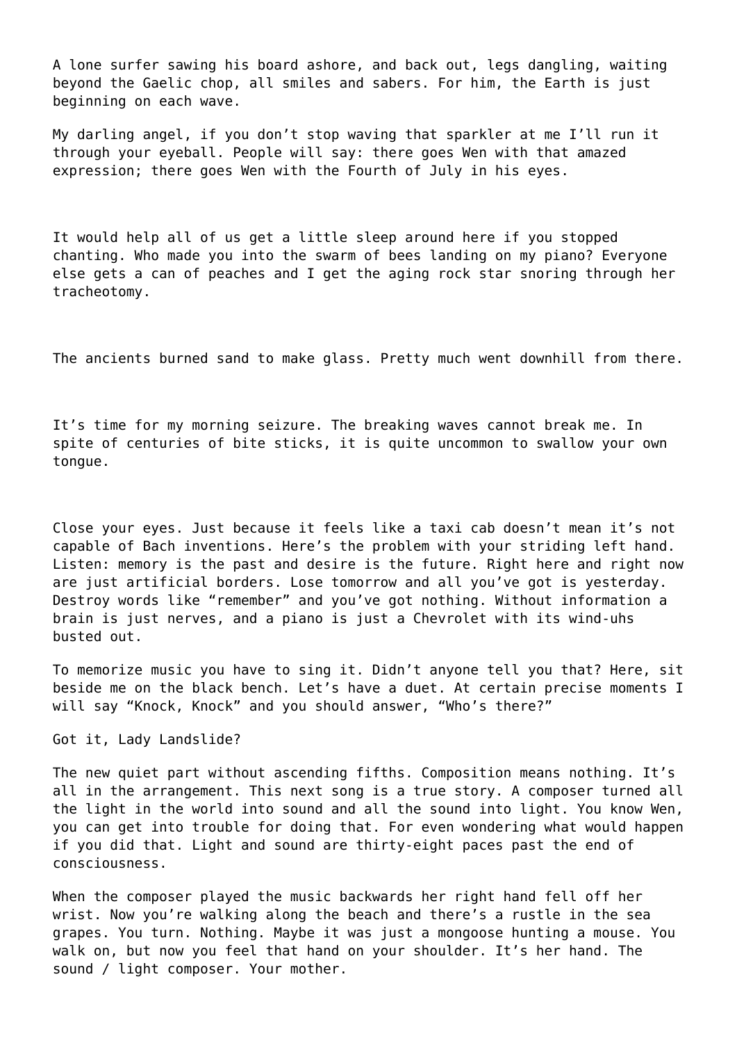A lone surfer sawing his board ashore, and back out, legs dangling, waiting beyond the Gaelic chop, all smiles and sabers. For him, the Earth is just beginning on each wave.

My darling angel, if you don't stop waving that sparkler at me I'll run it through your eyeball. People will say: there goes Wen with that amazed expression; there goes Wen with the Fourth of July in his eyes.

It would help all of us get a little sleep around here if you stopped chanting. Who made you into the swarm of bees landing on my piano? Everyone else gets a can of peaches and I get the aging rock star snoring through her tracheotomy.

The ancients burned sand to make glass. Pretty much went downhill from there.

It's time for my morning seizure. The breaking waves cannot break me. In spite of centuries of bite sticks, it is quite uncommon to swallow your own tongue.

Close your eyes. Just because it feels like a taxi cab doesn't mean it's not capable of Bach inventions. Here's the problem with your striding left hand. Listen: memory is the past and desire is the future. Right here and right now are just artificial borders. Lose tomorrow and all you've got is yesterday. Destroy words like "remember" and you've got nothing. Without information a brain is just nerves, and a piano is just a Chevrolet with its wind-uhs busted out.

To memorize music you have to sing it. Didn't anyone tell you that? Here, sit beside me on the black bench. Let's have a duet. At certain precise moments I will say "Knock, Knock" and you should answer, "Who's there?"

Got it, Lady Landslide?

The new quiet part without ascending fifths. Composition means nothing. It's all in the arrangement. This next song is a true story. A composer turned all the light in the world into sound and all the sound into light. You know Wen, you can get into trouble for doing that. For even wondering what would happen if you did that. Light and sound are thirty-eight paces past the end of consciousness.

When the composer played the music backwards her right hand fell off her wrist. Now you're walking along the beach and there's a rustle in the sea grapes. You turn. Nothing. Maybe it was just a mongoose hunting a mouse. You walk on, but now you feel that hand on your shoulder. It's her hand. The sound / light composer. Your mother.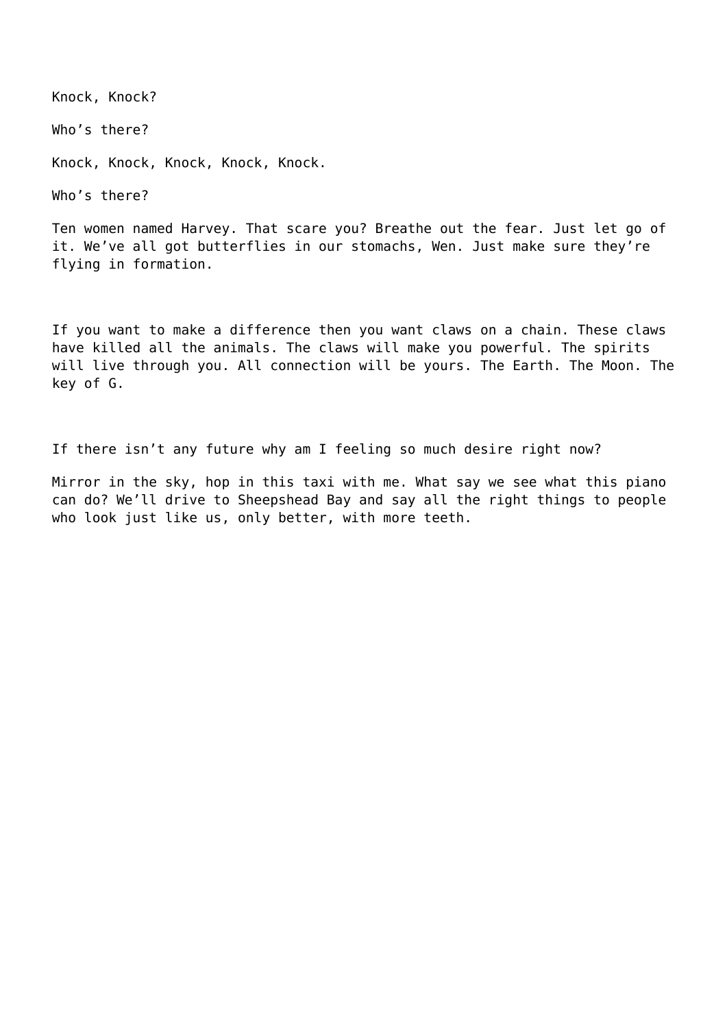Knock, Knock?

Who’s there?

Knock, Knock, Knock, Knock, Knock.

Who’s there?

Ten women named Harvey. That scare you? Breathe out the fear. Just let go of it. We’ve all got butterflies in our stomachs, Wen. Just make sure they’re flying in formation.

If you want to make a difference then you want claws on a chain. These claws have killed all the animals. The claws will make you powerful. The spirits will live through you. All connection will be yours. The Earth. The Moon. The key of G.

If there isn’t any future why am I feeling so much desire right now?

Mirror in the sky, hop in this taxi with me. What say we see what this piano can do? We’ll drive to Sheepshead Bay and say all the right things to people who look just like us, only better, with more teeth.